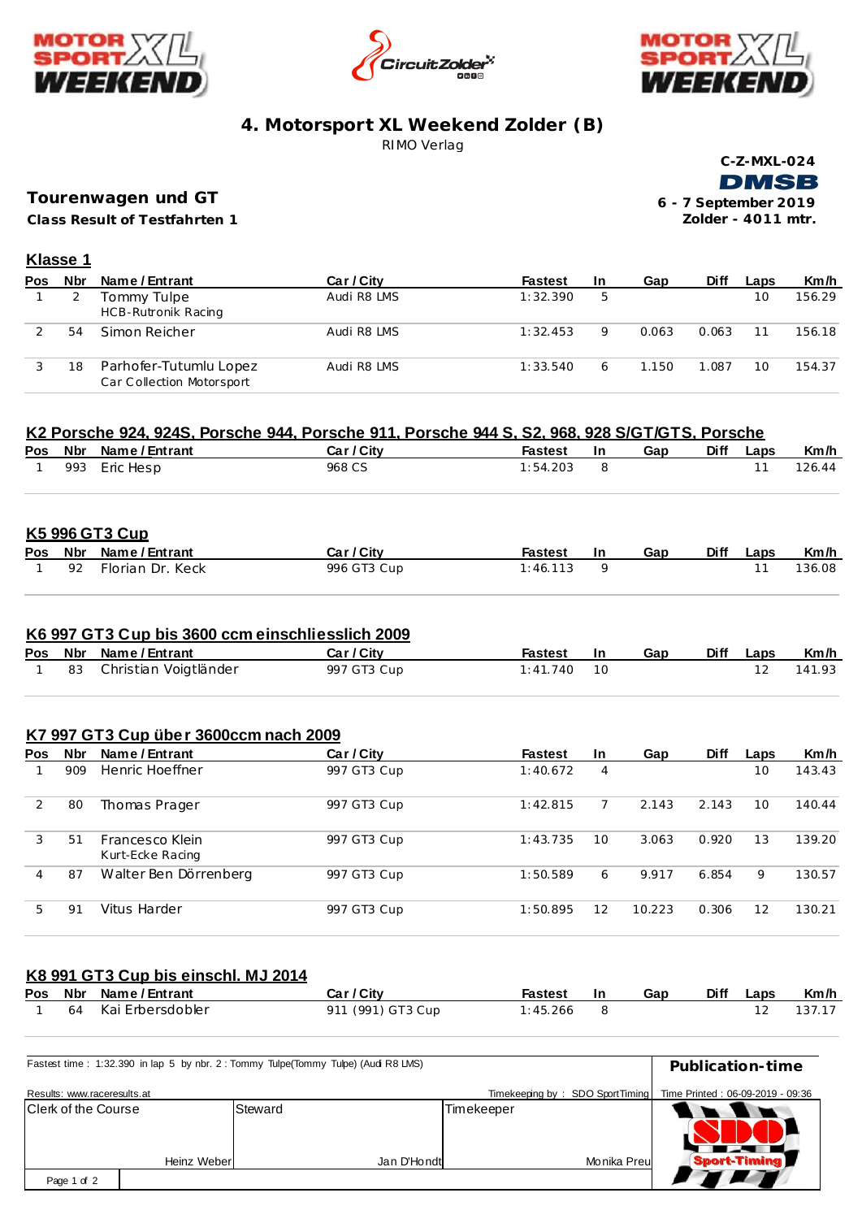# 4. Motorsport XL Weekend Zolder (B)

RIMO Verlag

**C-Z-MXL-024**

DMSB

**6 - 7 September 2019**

**Zolder - 4011 mtr.**

## Tourenwagen und GT

**Class Result of Testfahrten 1**

### Klasse 1

| Pos | Nbr | Name / Entrant | Car / City | Fastest | In | Gap | Diff | Laps | Km/h |
|---|---|---|---|---|---|---|---|---|---|
| 1 | 2 | Tommy Tulpe<br>HCB-Rutronik Racing | Audi R8 LMS | 1:32.390 | 5 | | | 10 | 156.29 |
| 2 | 54 | Simon Reicher | Audi R8 LMS | 1:32.453 | 9 | 0.063 | 0.063 | 11 | 156.18 |
| 3 | 18 | Parhofer-Tutumlu Lopez<br>Car Collection Motorsport | Audi R8 LMS | 1:33.540 | 6 | 1.150 | 1.087 | 10 | 154.37 |

### K2 Porsche 924, 924S, Porsche 944, Porsche 911, Porsche 944 S, S2, 968, 928 S/GT/GTS, Porsche

| Pos | Nbr | Name / Entrant | Car / City | Fastest | In | Gap | Diff | Laps | Km/h |
|---|---|---|---|---|---|---|---|---|---|
| 1 | 993 | Eric Hesp | 968 CS | 1:54.203 | 8 | | | 11 | 126.44 |

### K5 996 GT3 Cup

| Pos | Nbr | Name / Entrant | Car / City | Fastest | In | Gap | Diff | Laps | Km/h |
|---|---|---|---|---|---|---|---|---|---|
| 1 | 92 | Florian Dr. Keck | 996 GT3 Cup | 1:46.113 | 9 | | | 11 | 136.08 |

### K6 997 GT3 Cup bis 3600 ccm einschliesslich 2009

| Pos | Nbr | Name / Entrant | Car / City | Fastest | In | Gap | Diff | Laps | Km/h |
|---|---|---|---|---|---|---|---|---|---|
| 1 | 83 | Christian Voigtländer | 997 GT3 Cup | 1:41.740 | 10 | | | 12 | 141.93 |

### K7 997 GT3 Cup über 3600ccm nach 2009

| Pos | Nbr | Name / Entrant | Car / City | Fastest | In | Gap | Diff | Laps | Km/h |
|---|---|---|---|---|---|---|---|---|---|
| 1 | 909 | Henric Hoeffner | 997 GT3 Cup | 1:40.672 | 4 | | | 10 | 143.43 |
| 2 | 80 | Thomas Prager | 997 GT3 Cup | 1:42.815 | 7 | 2.143 | 2.143 | 10 | 140.44 |
| 3 | 51 | Francesco Klein<br>Kurt-Ecke Racing | 997 GT3 Cup | 1:43.735 | 10 | 3.063 | 0.920 | 13 | 139.20 |
| 4 | 87 | Walter Ben Dörrenberg | 997 GT3 Cup | 1:50.589 | 6 | 9.917 | 6.854 | 9 | 130.57 |
| 5 | 91 | Vitus Harder | 997 GT3 Cup | 1:50.895 | 12 | 10.223 | 0.306 | 12 | 130.21 |

### K8 991 GT3 Cup bis einschl. MJ 2014

| Pos | Nbr | Name / Entrant | Car / City | Fastest | In | Gap | Diff | Laps | Km/h |
|---|---|---|---|---|---|---|---|---|---|
| 1 | 64 | Kai Erbersdobler | 911 (991) GT3 Cup | 1:45.266 | 8 | | | 12 | 137.17 |

Fastest time : 1:32.390 in lap 5 by nbr. 2 : Tommy Tulpe(Tommy Tulpe) (Audi R8 LMS)

**Publication-time**

Results: www.raceresults.at

Timekeeping by : SDO SportTiming

Time Printed : 06-09-2019 - 09:36

| Clerk of the Course | Steward | Timekeeper |
|---|---|---|
| Heinz Weber | Jan D'Hondt | Monika Preu |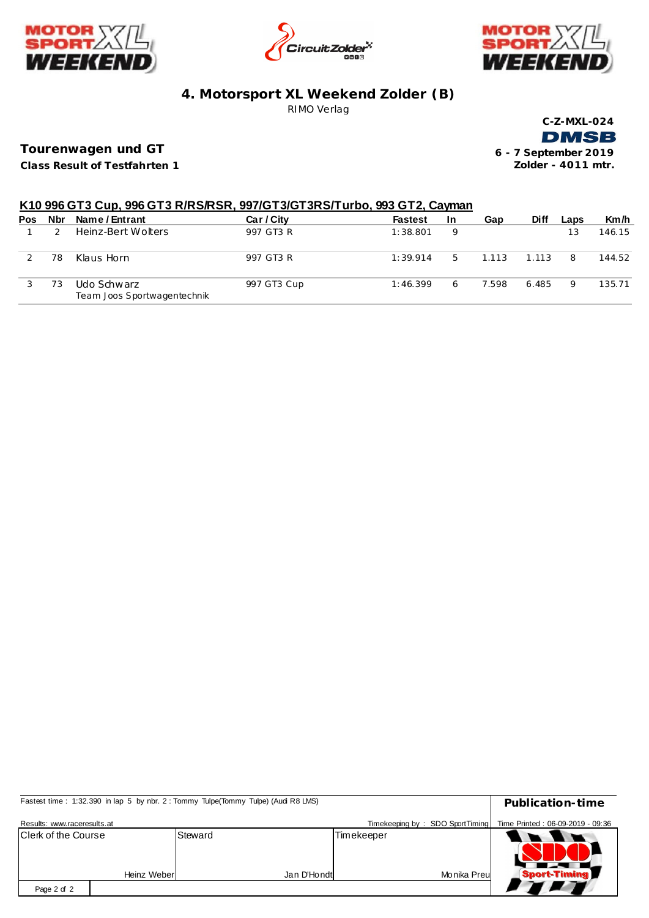# 4. Motorsport XL Weekend Zolder (B)

RIMO Verlag

**C-Z-MXL-024**

DMSB

**6 - 7 September 2019**

**Zolder - 4011 mtr.**

## Tourenwagen und GT

**Class Result of Testfahrten 1**

### K10 996 GT3 Cup, 996 GT3 R/RS/RSR, 997/GT3/GT3RS/Turbo, 993 GT2, Cayman

| Pos | Nbr | Name / Entrant | Car / City | Fastest | In | Gap | Diff | Laps | Km/h |
|---|---|---|---|---|---|---|---|---|---|
| 1 | 2 | Heinz-Bert Wolters | 997 GT3 R | 1:38.801 | 9 | | | 13 | 146.15 |
| 2 | 78 | Klaus Horn | 997 GT3 R | 1:39.914 | 5 | 1.113 | 1.113 | 8 | 144.52 |
| 3 | 73 | Udo Schwarz<br>Team Joos Sportwagentechnik | 997 GT3 Cup | 1:46.399 | 6 | 7.598 | 6.485 | 9 | 135.71 |

Fastest time : 1:32.390 in lap 5 by nbr. 2 : Tommy Tulpe(Tommy Tulpe) (Audi R8 LMS)

**Publication-time**

Results: www.raceresults.at

Timekeeping by : SDO SportTiming

Time Printed : 06-09-2019 - 09:36

| Clerk of the Course | Steward | Timekeeper |
|---|---|---|
| Heinz Weber | Jan D'Hondt | Monika Preu |